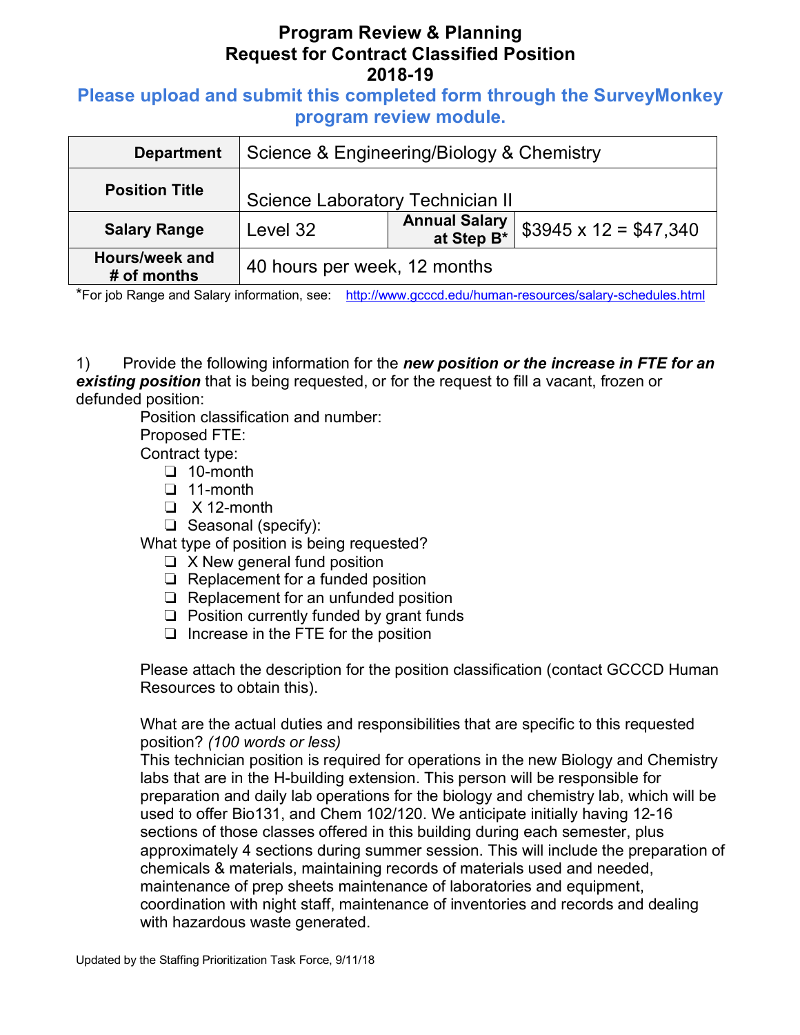# Program Review & Planning
# Request for Contract Classified Position
# 2018-19

## Please upload and submit this completed form through the SurveyMonkey program review module.

| **Department** | Science & Engineering/Biology & Chemistry | | |
|---|---|---|---|
| **Position Title** | Science Laboratory Technician II | | |
| **Salary Range** | Level 32 | **Annual Salary at Step B*** | $3945 x 12 = $47,340 |
| **Hours/week and # of months** | 40 hours per week, 12 months | | |

*For job Range and Salary information, see: http://www.gcccd.edu/human-resources/salary-schedules.html

1) Provide the following information for the ***new position or the increase in FTE for an existing position*** that is being requested, or for the request to fill a vacant, frozen or defunded position:

Position classification and number:

Proposed FTE:

Contract type:

- ❑ 10-month
- ❑ 11-month
- ❑ X 12-month
- ❑ Seasonal (specify):

What type of position is being requested?

- ❑ X New general fund position
- ❑ Replacement for a funded position
- ❑ Replacement for an unfunded position
- ❑ Position currently funded by grant funds
- ❑ Increase in the FTE for the position

Please attach the description for the position classification (contact GCCCD Human Resources to obtain this).

What are the actual duties and responsibilities that are specific to this requested position? *(100 words or less)*

This technician position is required for operations in the new Biology and Chemistry labs that are in the H-building extension. This person will be responsible for preparation and daily lab operations for the biology and chemistry lab, which will be used to offer Bio131, and Chem 102/120. We anticipate initially having 12-16 sections of those classes offered in this building during each semester, plus approximately 4 sections during summer session. This will include the preparation of chemicals & materials, maintaining records of materials used and needed, maintenance of prep sheets maintenance of laboratories and equipment, coordination with night staff, maintenance of inventories and records and dealing with hazardous waste generated.

Updated by the Staffing Prioritization Task Force, 9/11/18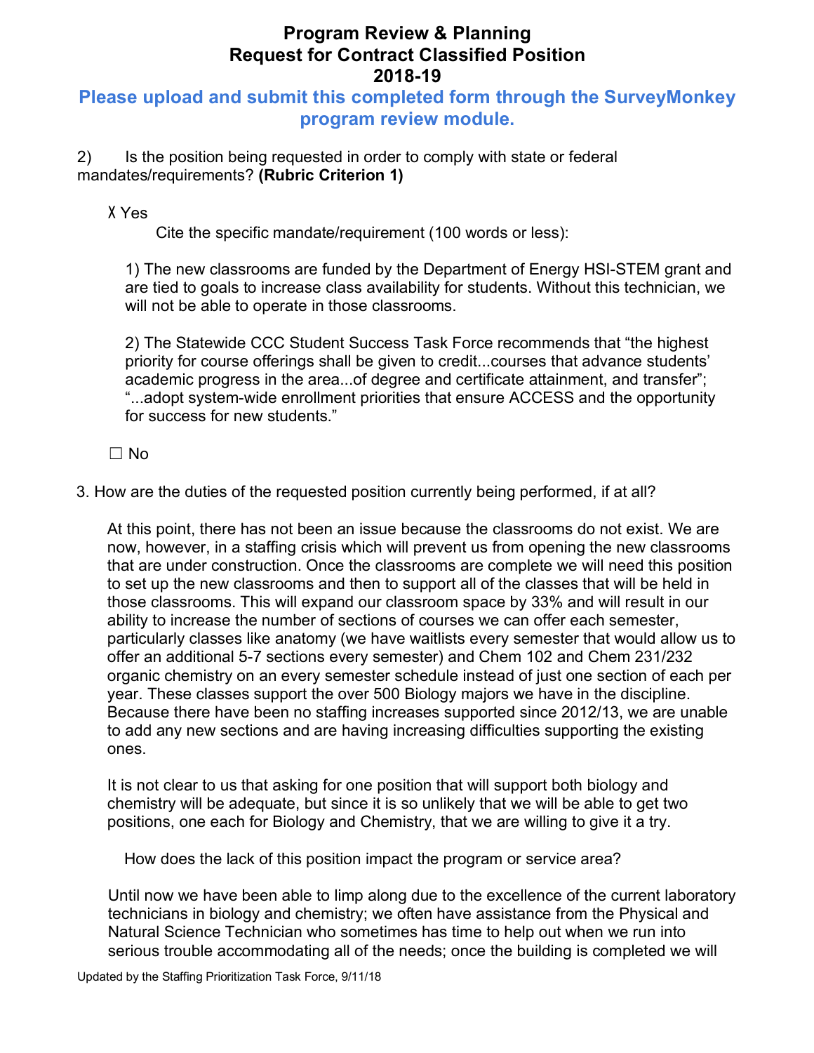# Program Review & Planning
# Request for Contract Classified Position
# 2018-19

**Please upload and submit this completed form through the SurveyMonkey program review module.**

2) Is the position being requested in order to comply with state or federal mandates/requirements? **(Rubric Criterion 1)**

☒ Yes

Cite the specific mandate/requirement (100 words or less):

1) The new classrooms are funded by the Department of Energy HSI-STEM grant and are tied to goals to increase class availability for students. Without this technician, we will not be able to operate in those classrooms.

2) The Statewide CCC Student Success Task Force recommends that "the highest priority for course offerings shall be given to credit...courses that advance students' academic progress in the area...of degree and certificate attainment, and transfer"; "...adopt system-wide enrollment priorities that ensure ACCESS and the opportunity for success for new students."

☐ No

3. How are the duties of the requested position currently being performed, if at all?

At this point, there has not been an issue because the classrooms do not exist. We are now, however, in a staffing crisis which will prevent us from opening the new classrooms that are under construction. Once the classrooms are complete we will need this position to set up the new classrooms and then to support all of the classes that will be held in those classrooms. This will expand our classroom space by 33% and will result in our ability to increase the number of sections of courses we can offer each semester, particularly classes like anatomy (we have waitlists every semester that would allow us to offer an additional 5-7 sections every semester) and Chem 102 and Chem 231/232 organic chemistry on an every semester schedule instead of just one section of each per year. These classes support the over 500 Biology majors we have in the discipline. Because there have been no staffing increases supported since 2012/13, we are unable to add any new sections and are having increasing difficulties supporting the existing ones.

It is not clear to us that asking for one position that will support both biology and chemistry will be adequate, but since it is so unlikely that we will be able to get two positions, one each for Biology and Chemistry, that we are willing to give it a try.

How does the lack of this position impact the program or service area?

Until now we have been able to limp along due to the excellence of the current laboratory technicians in biology and chemistry; we often have assistance from the Physical and Natural Science Technician who sometimes has time to help out when we run into serious trouble accommodating all of the needs; once the building is completed we will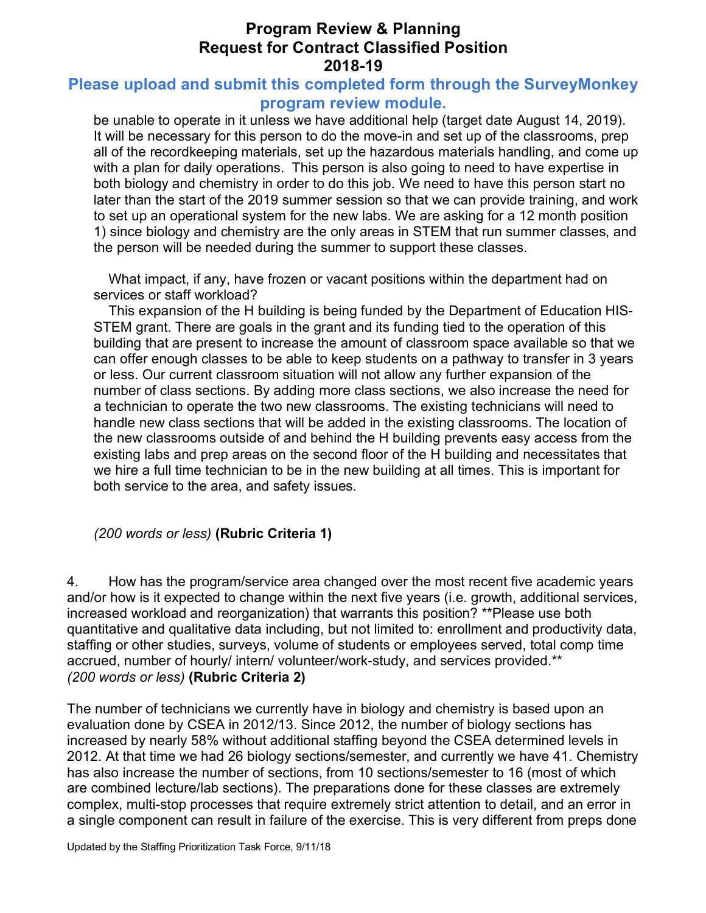# Program Review & Planning
# Request for Contract Classified Position
# 2018-19

**Please upload and submit this completed form through the SurveyMonkey program review module.**

be unable to operate in it unless we have additional help (target date August 14, 2019). It will be necessary for this person to do the move-in and set up of the classrooms, prep all of the recordkeeping materials, set up the hazardous materials handling, and come up with a plan for daily operations. This person is also going to need to have expertise in both biology and chemistry in order to do this job. We need to have this person start no later than the start of the 2019 summer session so that we can provide training, and work to set up an operational system for the new labs. We are asking for a 12 month position 1) since biology and chemistry are the only areas in STEM that run summer classes, and the person will be needed during the summer to support these classes.

What impact, if any, have frozen or vacant positions within the department had on services or staff workload?

This expansion of the H building is being funded by the Department of Education HIS-STEM grant. There are goals in the grant and its funding tied to the operation of this building that are present to increase the amount of classroom space available so that we can offer enough classes to be able to keep students on a pathway to transfer in 3 years or less. Our current classroom situation will not allow any further expansion of the number of class sections. By adding more class sections, we also increase the need for a technician to operate the two new classrooms. The existing technicians will need to handle new class sections that will be added in the existing classrooms. The location of the new classrooms outside of and behind the H building prevents easy access from the existing labs and prep areas on the second floor of the H building and necessitates that we hire a full time technician to be in the new building at all times. This is important for both service to the area, and safety issues.

*(200 words or less)* **(Rubric Criteria 1)**

4. How has the program/service area changed over the most recent five academic years and/or how is it expected to change within the next five years (i.e. growth, additional services, increased workload and reorganization) that warrants this position? **Please use both quantitative and qualitative data including, but not limited to: enrollment and productivity data, staffing or other studies, surveys, volume of students or employees served, total comp time accrued, number of hourly/ intern/ volunteer/work-study, and services provided.**
*(200 words or less)* **(Rubric Criteria 2)**

The number of technicians we currently have in biology and chemistry is based upon an evaluation done by CSEA in 2012/13. Since 2012, the number of biology sections has increased by nearly 58% without additional staffing beyond the CSEA determined levels in 2012. At that time we had 26 biology sections/semester, and currently we have 41. Chemistry has also increase the number of sections, from 10 sections/semester to 16 (most of which are combined lecture/lab sections). The preparations done for these classes are extremely complex, multi-stop processes that require extremely strict attention to detail, and an error in a single component can result in failure of the exercise. This is very different from preps done

Updated by the Staffing Prioritization Task Force, 9/11/18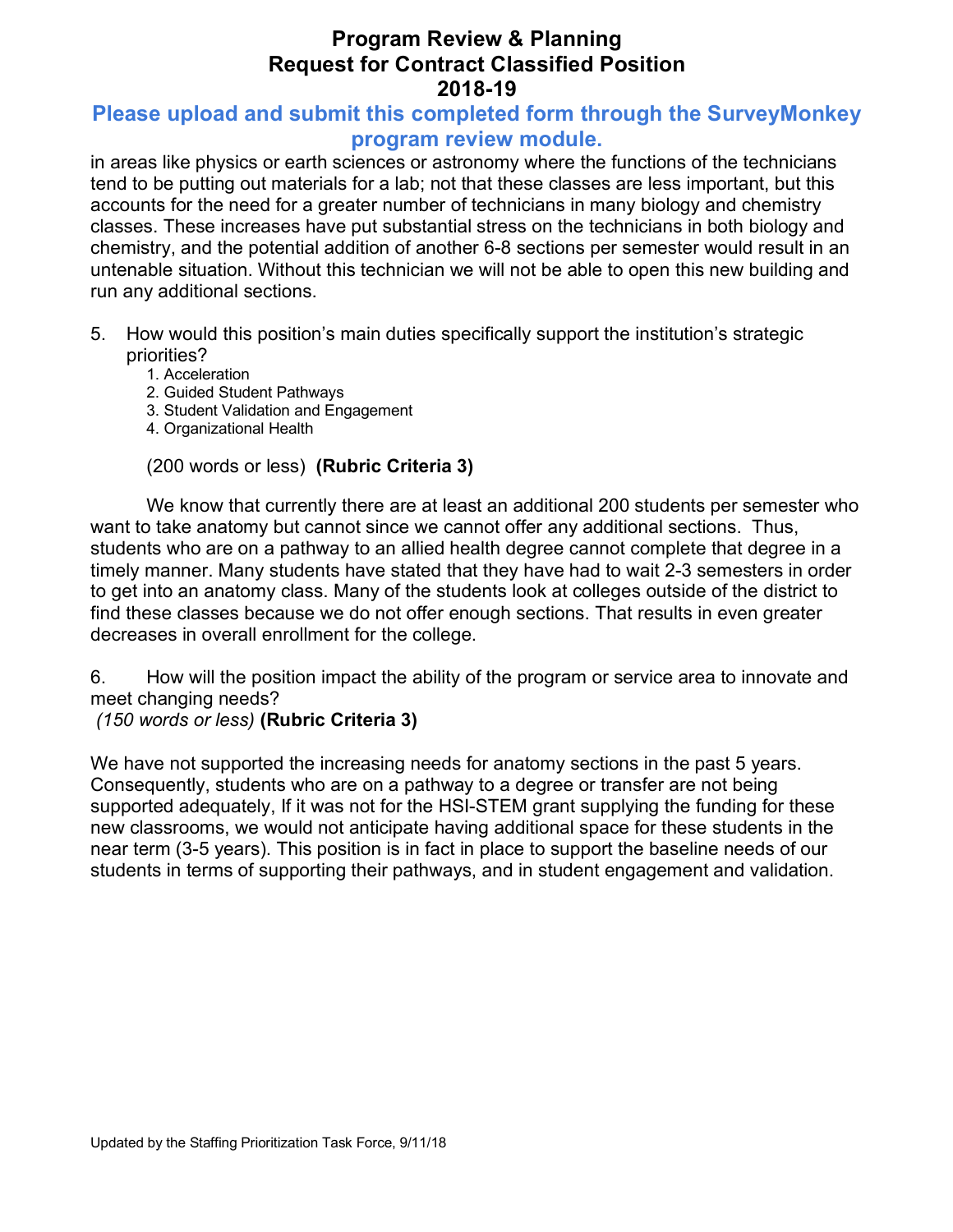in areas like physics or earth sciences or astronomy where the functions of the technicians tend to be putting out materials for a lab; not that these classes are less important, but this accounts for the need for a greater number of technicians in many biology and chemistry classes. These increases have put substantial stress on the technicians in both biology and chemistry, and the potential addition of another 6-8 sections per semester would result in an untenable situation. Without this technician we will not be able to open this new building and run any additional sections.

5. How would this position's main duties specifically support the institution's strategic priorities?
   1. Acceleration
   2. Guided Student Pathways
   3. Student Validation and Engagement
   4. Organizational Health

   (200 words or less) **(Rubric Criteria 3)**

We know that currently there are at least an additional 200 students per semester who want to take anatomy but cannot since we cannot offer any additional sections. Thus, students who are on a pathway to an allied health degree cannot complete that degree in a timely manner. Many students have stated that they have had to wait 2-3 semesters in order to get into an anatomy class. Many of the students look at colleges outside of the district to find these classes because we do not offer enough sections. That results in even greater decreases in overall enrollment for the college.

6. How will the position impact the ability of the program or service area to innovate and meet changing needs?
*(150 words or less)* **(Rubric Criteria 3)**

We have not supported the increasing needs for anatomy sections in the past 5 years. Consequently, students who are on a pathway to a degree or transfer are not being supported adequately, If it was not for the HSI-STEM grant supplying the funding for these new classrooms, we would not anticipate having additional space for these students in the near term (3-5 years). This position is in fact in place to support the baseline needs of our students in terms of supporting their pathways, and in student engagement and validation.